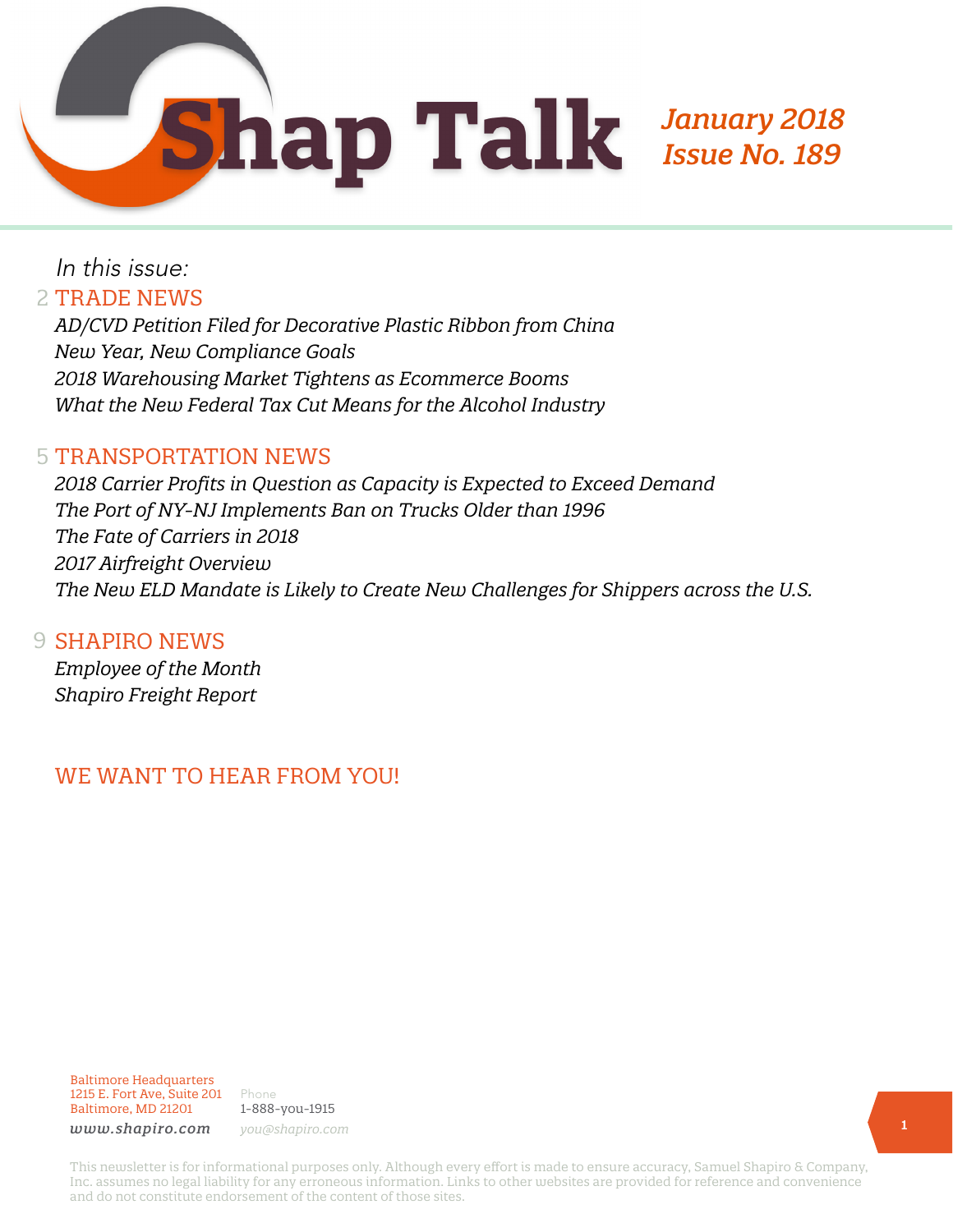# Shap Talk

*January 2018*
*Issue No. 189*

*In this issue:*

## 2 TRADE NEWS

*AD/CVD Petition Filed for Decorative Plastic Ribbon from China*
*New Year, New Compliance Goals*
*2018 Warehousing Market Tightens as Ecommerce Booms*
*What the New Federal Tax Cut Means for the Alcohol Industry*

## 5 TRANSPORTATION NEWS

*2018 Carrier Profits in Question as Capacity is Expected to Exceed Demand*
*The Port of NY-NJ Implements Ban on Trucks Older than 1996*
*The Fate of Carriers in 2018*
*2017 Airfreight Overview*
*The New ELD Mandate is Likely to Create New Challenges for Shippers across the U.S.*

## 9 SHAPIRO NEWS

*Employee of the Month*
*Shapiro Freight Report*

## WE WANT TO HEAR FROM YOU!

Baltimore Headquarters
1215 E. Fort Ave, Suite 201
Baltimore, MD 21201
*www.shapiro.com*

Phone
1-888-you-1915
*you@shapiro.com*

This newsletter is for informational purposes only. Although every effort is made to ensure accuracy, Samuel Shapiro & Company, Inc. assumes no legal liability for any erroneous information. Links to other websites are provided for reference and convenience and do not constitute endorsement of the content of those sites.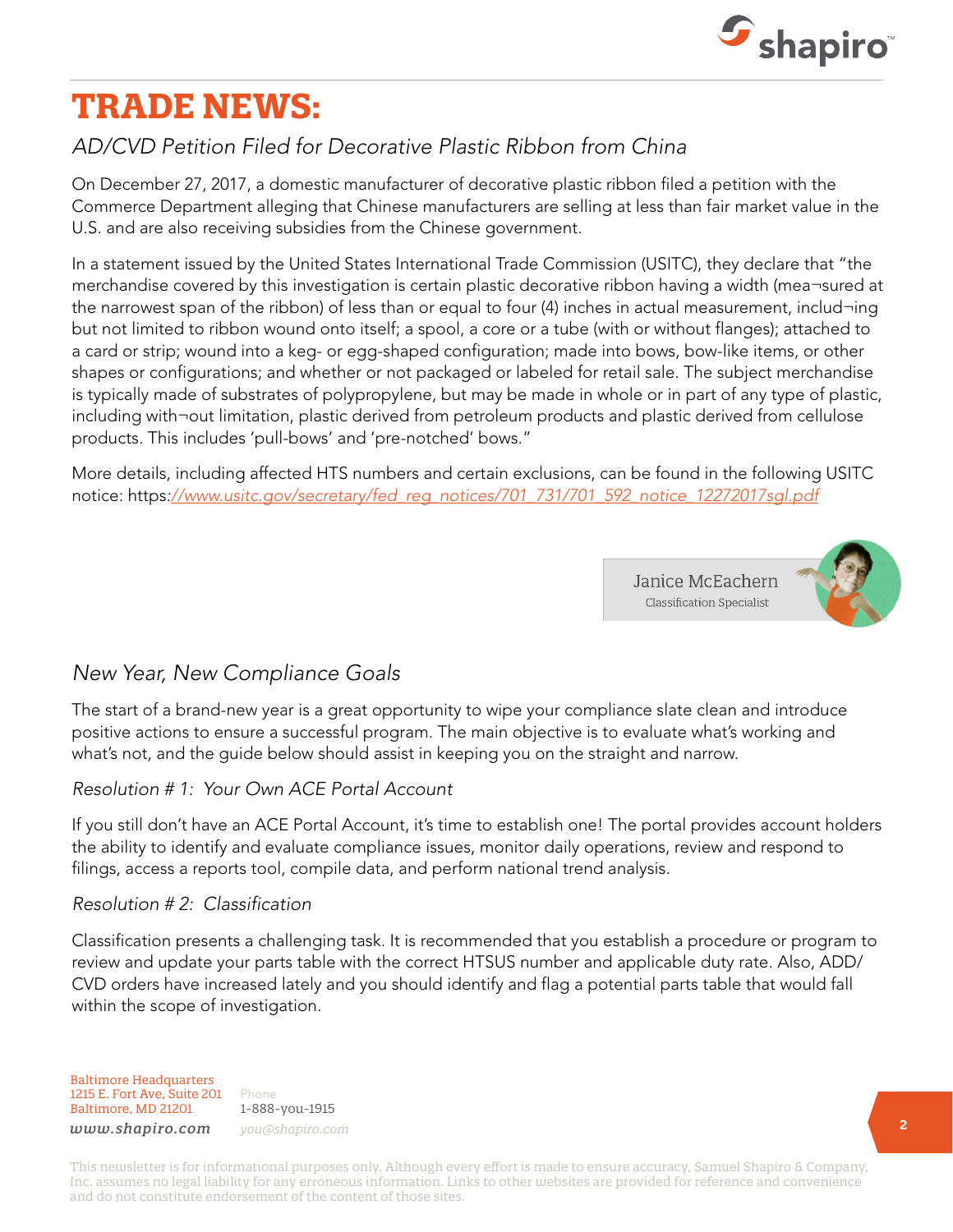# TRADE NEWS:

## *AD/CVD Petition Filed for Decorative Plastic Ribbon from China*

On December 27, 2017, a domestic manufacturer of decorative plastic ribbon filed a petition with the Commerce Department alleging that Chinese manufacturers are selling at less than fair market value in the U.S. and are also receiving subsidies from the Chinese government.

In a statement issued by the United States International Trade Commission (USITC), they declare that "the merchandise covered by this investigation is certain plastic decorative ribbon having a width (mea¬sured at the narrowest span of the ribbon) of less than or equal to four (4) inches in actual measurement, includ¬ing but not limited to ribbon wound onto itself; a spool, a core or a tube (with or without flanges); attached to a card or strip; wound into a keg- or egg-shaped configuration; made into bows, bow-like items, or other shapes or configurations; and whether or not packaged or labeled for retail sale. The subject merchandise is typically made of substrates of polypropylene, but may be made in whole or in part of any type of plastic, including with¬out limitation, plastic derived from petroleum products and plastic derived from cellulose products. This includes 'pull-bows' and 'pre-notched' bows."

More details, including affected HTS numbers and certain exclusions, can be found in the following USITC notice: https://www.usitc.gov/secretary/fed_reg_notices/701_731/701_592_notice_12272017sgl.pdf

Janice McEachern
Classification Specialist

## *New Year, New Compliance Goals*

The start of a brand-new year is a great opportunity to wipe your compliance slate clean and introduce positive actions to ensure a successful program. The main objective is to evaluate what's working and what's not, and the guide below should assist in keeping you on the straight and narrow.

### *Resolution # 1: Your Own ACE Portal Account*

If you still don't have an ACE Portal Account, it's time to establish one! The portal provides account holders the ability to identify and evaluate compliance issues, monitor daily operations, review and respond to filings, access a reports tool, compile data, and perform national trend analysis.

### *Resolution # 2: Classification*

Classification presents a challenging task. It is recommended that you establish a procedure or program to review and update your parts table with the correct HTSUS number and applicable duty rate. Also, ADD/CVD orders have increased lately and you should identify and flag a potential parts table that would fall within the scope of investigation.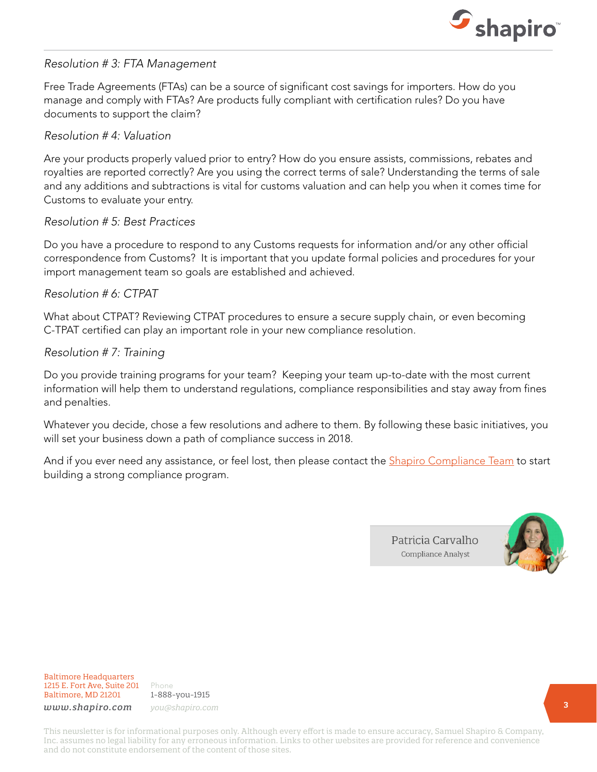*Resolution # 3: FTA Management*

Free Trade Agreements (FTAs) can be a source of significant cost savings for importers. How do you manage and comply with FTAs? Are products fully compliant with certification rules? Do you have documents to support the claim?

*Resolution # 4: Valuation*

Are your products properly valued prior to entry? How do you ensure assists, commissions, rebates and royalties are reported correctly? Are you using the correct terms of sale? Understanding the terms of sale and any additions and subtractions is vital for customs valuation and can help you when it comes time for Customs to evaluate your entry.

*Resolution # 5: Best Practices*

Do you have a procedure to respond to any Customs requests for information and/or any other official correspondence from Customs? It is important that you update formal policies and procedures for your import management team so goals are established and achieved.

*Resolution # 6: CTPAT*

What about CTPAT? Reviewing CTPAT procedures to ensure a secure supply chain, or even becoming C-TPAT certified can play an important role in your new compliance resolution.

*Resolution # 7: Training*

Do you provide training programs for your team? Keeping your team up-to-date with the most current information will help them to understand regulations, compliance responsibilities and stay away from fines and penalties.

Whatever you decide, chose a few resolutions and adhere to them. By following these basic initiatives, you will set your business down a path of compliance success in 2018.

And if you ever need any assistance, or feel lost, then please contact the Shapiro Compliance Team to start building a strong compliance program.

Patricia Carvalho
Compliance Analyst

Baltimore Headquarters
1215 E. Fort Ave, Suite 201
Baltimore, MD 21201
www.shapiro.com

Phone
1-888-you-1915
you@shapiro.com

This newsletter is for informational purposes only. Although every effort is made to ensure accuracy, Samuel Shapiro & Company, Inc. assumes no legal liability for any erroneous information. Links to other websites are provided for reference and convenience and do not constitute endorsement of the content of those sites.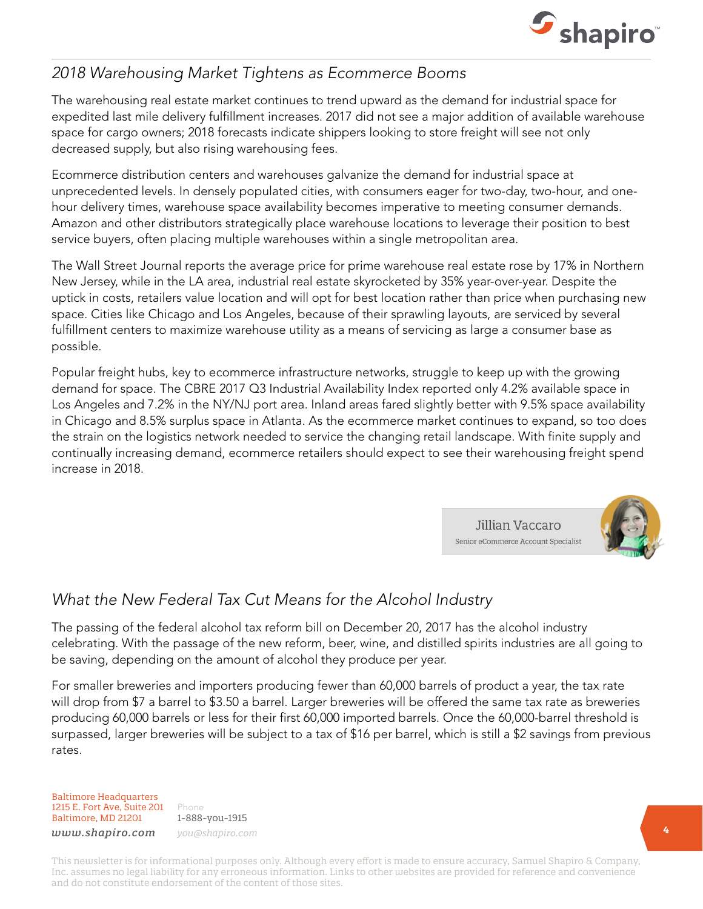## *2018 Warehousing Market Tightens as Ecommerce Booms*

The warehousing real estate market continues to trend upward as the demand for industrial space for expedited last mile delivery fulfillment increases. 2017 did not see a major addition of available warehouse space for cargo owners; 2018 forecasts indicate shippers looking to store freight will see not only decreased supply, but also rising warehousing fees.

Ecommerce distribution centers and warehouses galvanize the demand for industrial space at unprecedented levels. In densely populated cities, with consumers eager for two-day, two-hour, and one-hour delivery times, warehouse space availability becomes imperative to meeting consumer demands. Amazon and other distributors strategically place warehouse locations to leverage their position to best service buyers, often placing multiple warehouses within a single metropolitan area.

The Wall Street Journal reports the average price for prime warehouse real estate rose by 17% in Northern New Jersey, while in the LA area, industrial real estate skyrocketed by 35% year-over-year. Despite the uptick in costs, retailers value location and will opt for best location rather than price when purchasing new space. Cities like Chicago and Los Angeles, because of their sprawling layouts, are serviced by several fulfillment centers to maximize warehouse utility as a means of servicing as large a consumer base as possible.

Popular freight hubs, key to ecommerce infrastructure networks, struggle to keep up with the growing demand for space. The CBRE 2017 Q3 Industrial Availability Index reported only 4.2% available space in Los Angeles and 7.2% in the NY/NJ port area. Inland areas fared slightly better with 9.5% space availability in Chicago and 8.5% surplus space in Atlanta. As the ecommerce market continues to expand, so too does the strain on the logistics network needed to service the changing retail landscape. With finite supply and continually increasing demand, ecommerce retailers should expect to see their warehousing freight spend increase in 2018.

Jillian Vaccaro
Senior eCommerce Account Specialist

## *What the New Federal Tax Cut Means for the Alcohol Industry*

The passing of the federal alcohol tax reform bill on December 20, 2017 has the alcohol industry celebrating. With the passage of the new reform, beer, wine, and distilled spirits industries are all going to be saving, depending on the amount of alcohol they produce per year.

For smaller breweries and importers producing fewer than 60,000 barrels of product a year, the tax rate will drop from $7 a barrel to $3.50 a barrel. Larger breweries will be offered the same tax rate as breweries producing 60,000 barrels or less for their first 60,000 imported barrels. Once the 60,000-barrel threshold is surpassed, larger breweries will be subject to a tax of $16 per barrel, which is still a $2 savings from previous rates.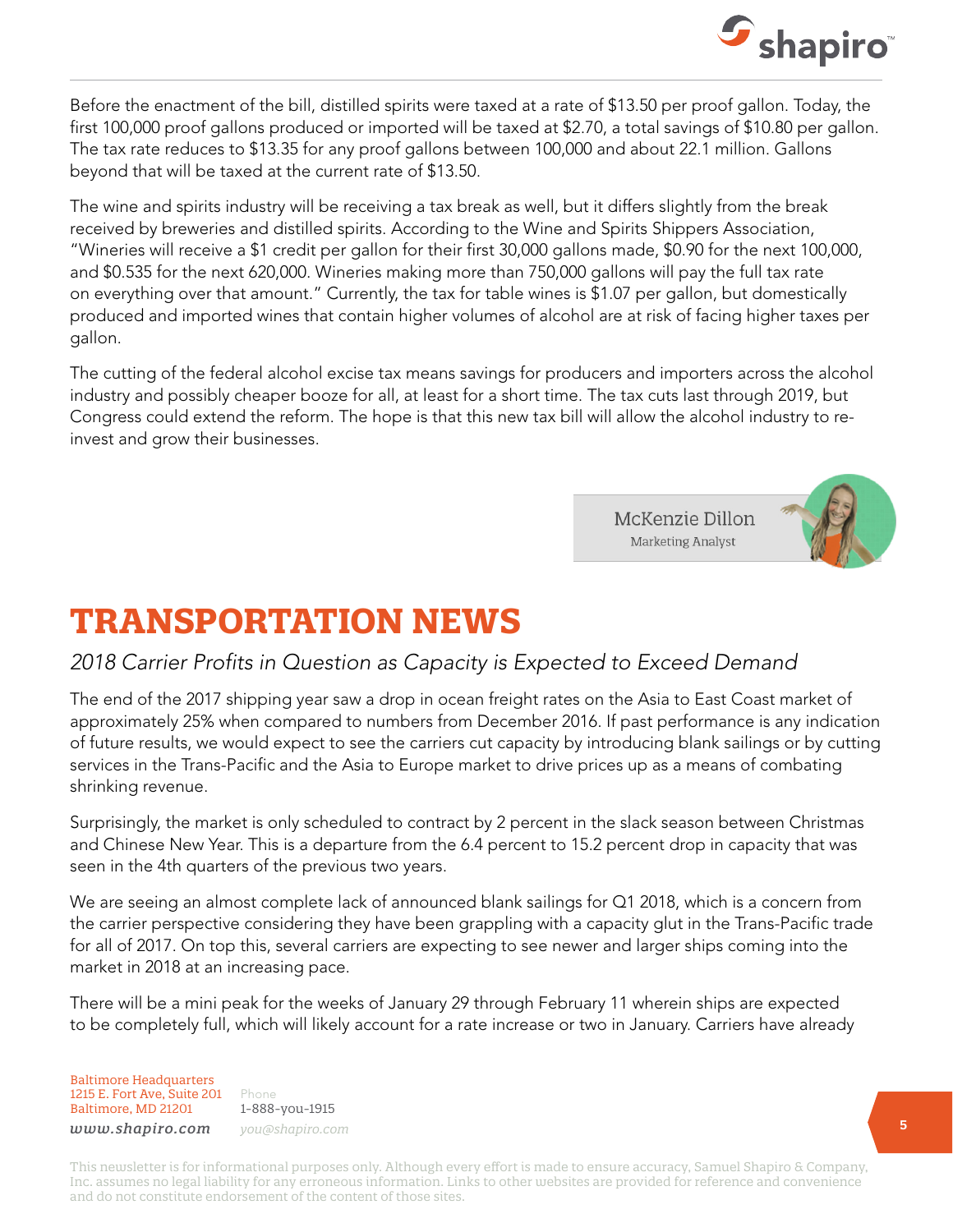Before the enactment of the bill, distilled spirits were taxed at a rate of $13.50 per proof gallon. Today, the first 100,000 proof gallons produced or imported will be taxed at $2.70, a total savings of $10.80 per gallon. The tax rate reduces to $13.35 for any proof gallons between 100,000 and about 22.1 million. Gallons beyond that will be taxed at the current rate of $13.50.

The wine and spirits industry will be receiving a tax break as well, but it differs slightly from the break received by breweries and distilled spirits. According to the Wine and Spirits Shippers Association, "Wineries will receive a $1 credit per gallon for their first 30,000 gallons made, $0.90 for the next 100,000, and $0.535 for the next 620,000. Wineries making more than 750,000 gallons will pay the full tax rate on everything over that amount." Currently, the tax for table wines is $1.07 per gallon, but domestically produced and imported wines that contain higher volumes of alcohol are at risk of facing higher taxes per gallon.

The cutting of the federal alcohol excise tax means savings for producers and importers across the alcohol industry and possibly cheaper booze for all, at least for a short time. The tax cuts last through 2019, but Congress could extend the reform. The hope is that this new tax bill will allow the alcohol industry to re-invest and grow their businesses.

McKenzie Dillon
Marketing Analyst

# TRANSPORTATION NEWS

## *2018 Carrier Profits in Question as Capacity is Expected to Exceed Demand*

The end of the 2017 shipping year saw a drop in ocean freight rates on the Asia to East Coast market of approximately 25% when compared to numbers from December 2016. If past performance is any indication of future results, we would expect to see the carriers cut capacity by introducing blank sailings or by cutting services in the Trans-Pacific and the Asia to Europe market to drive prices up as a means of combating shrinking revenue.

Surprisingly, the market is only scheduled to contract by 2 percent in the slack season between Christmas and Chinese New Year. This is a departure from the 6.4 percent to 15.2 percent drop in capacity that was seen in the 4th quarters of the previous two years.

We are seeing an almost complete lack of announced blank sailings for Q1 2018, which is a concern from the carrier perspective considering they have been grappling with a capacity glut in the Trans-Pacific trade for all of 2017. On top this, several carriers are expecting to see newer and larger ships coming into the market in 2018 at an increasing pace.

There will be a mini peak for the weeks of January 29 through February 11 wherein ships are expected to be completely full, which will likely account for a rate increase or two in January. Carriers have already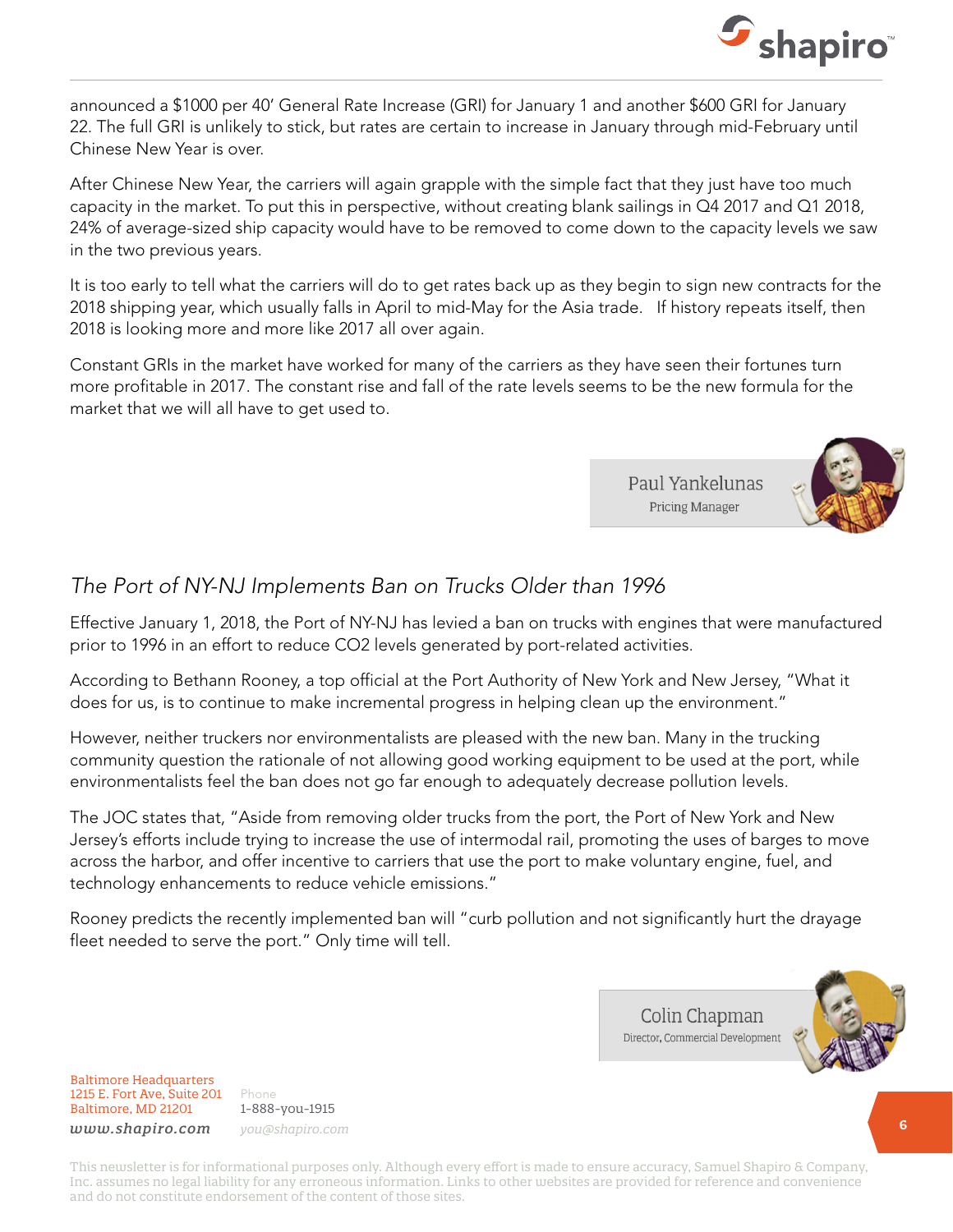announced a $1000 per 40' General Rate Increase (GRI) for January 1 and another $600 GRI for January 22. The full GRI is unlikely to stick, but rates are certain to increase in January through mid-February until Chinese New Year is over.

After Chinese New Year, the carriers will again grapple with the simple fact that they just have too much capacity in the market. To put this in perspective, without creating blank sailings in Q4 2017 and Q1 2018, 24% of average-sized ship capacity would have to be removed to come down to the capacity levels we saw in the two previous years.

It is too early to tell what the carriers will do to get rates back up as they begin to sign new contracts for the 2018 shipping year, which usually falls in April to mid-May for the Asia trade. If history repeats itself, then 2018 is looking more and more like 2017 all over again.

Constant GRIs in the market have worked for many of the carriers as they have seen their fortunes turn more profitable in 2017. The constant rise and fall of the rate levels seems to be the new formula for the market that we will all have to get used to.

Paul Yankelunas
Pricing Manager

## *The Port of NY-NJ Implements Ban on Trucks Older than 1996*

Effective January 1, 2018, the Port of NY-NJ has levied a ban on trucks with engines that were manufactured prior to 1996 in an effort to reduce $CO_2$ levels generated by port-related activities.

According to Bethann Rooney, a top official at the Port Authority of New York and New Jersey, "What it does for us, is to continue to make incremental progress in helping clean up the environment."

However, neither truckers nor environmentalists are pleased with the new ban. Many in the trucking community question the rationale of not allowing good working equipment to be used at the port, while environmentalists feel the ban does not go far enough to adequately decrease pollution levels.

The JOC states that, "Aside from removing older trucks from the port, the Port of New York and New Jersey's efforts include trying to increase the use of intermodal rail, promoting the uses of barges to move across the harbor, and offer incentive to carriers that use the port to make voluntary engine, fuel, and technology enhancements to reduce vehicle emissions."

Rooney predicts the recently implemented ban will "curb pollution and not significantly hurt the drayage fleet needed to serve the port." Only time will tell.

Colin Chapman
Director, Commercial Development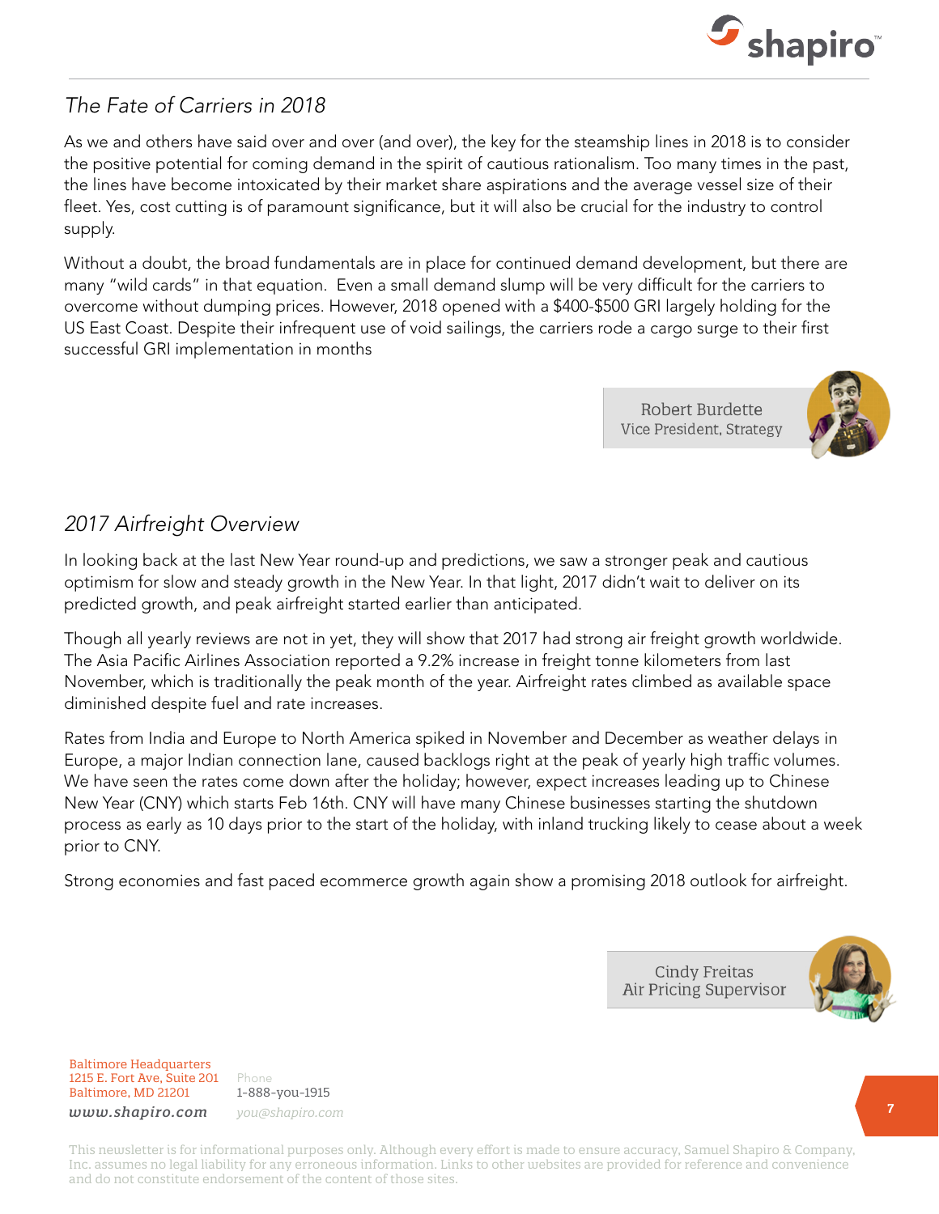## *The Fate of Carriers in 2018*

As we and others have said over and over (and over), the key for the steamship lines in 2018 is to consider the positive potential for coming demand in the spirit of cautious rationalism. Too many times in the past, the lines have become intoxicated by their market share aspirations and the average vessel size of their fleet. Yes, cost cutting is of paramount significance, but it will also be crucial for the industry to control supply.

Without a doubt, the broad fundamentals are in place for continued demand development, but there are many "wild cards" in that equation. Even a small demand slump will be very difficult for the carriers to overcome without dumping prices. However, 2018 opened with a $400-$500 GRI largely holding for the US East Coast. Despite their infrequent use of void sailings, the carriers rode a cargo surge to their first successful GRI implementation in months

Robert Burdette
Vice President, Strategy

## *2017 Airfreight Overview*

In looking back at the last New Year round-up and predictions, we saw a stronger peak and cautious optimism for slow and steady growth in the New Year. In that light, 2017 didn't wait to deliver on its predicted growth, and peak airfreight started earlier than anticipated.

Though all yearly reviews are not in yet, they will show that 2017 had strong air freight growth worldwide. The Asia Pacific Airlines Association reported a 9.2% increase in freight tonne kilometers from last November, which is traditionally the peak month of the year. Airfreight rates climbed as available space diminished despite fuel and rate increases.

Rates from India and Europe to North America spiked in November and December as weather delays in Europe, a major Indian connection lane, caused backlogs right at the peak of yearly high traffic volumes. We have seen the rates come down after the holiday; however, expect increases leading up to Chinese New Year (CNY) which starts Feb 16th. CNY will have many Chinese businesses starting the shutdown process as early as 10 days prior to the start of the holiday, with inland trucking likely to cease about a week prior to CNY.

Strong economies and fast paced ecommerce growth again show a promising 2018 outlook for airfreight.

Cindy Freitas
Air Pricing Supervisor

Baltimore Headquarters
1215 E. Fort Ave, Suite 201
Baltimore, MD 21201
www.shapiro.com

Phone
1-888-you-1915
you@shapiro.com

This newsletter is for informational purposes only. Although every effort is made to ensure accuracy, Samuel Shapiro & Company, Inc. assumes no legal liability for any erroneous information. Links to other websites are provided for reference and convenience and do not constitute endorsement of the content of those sites.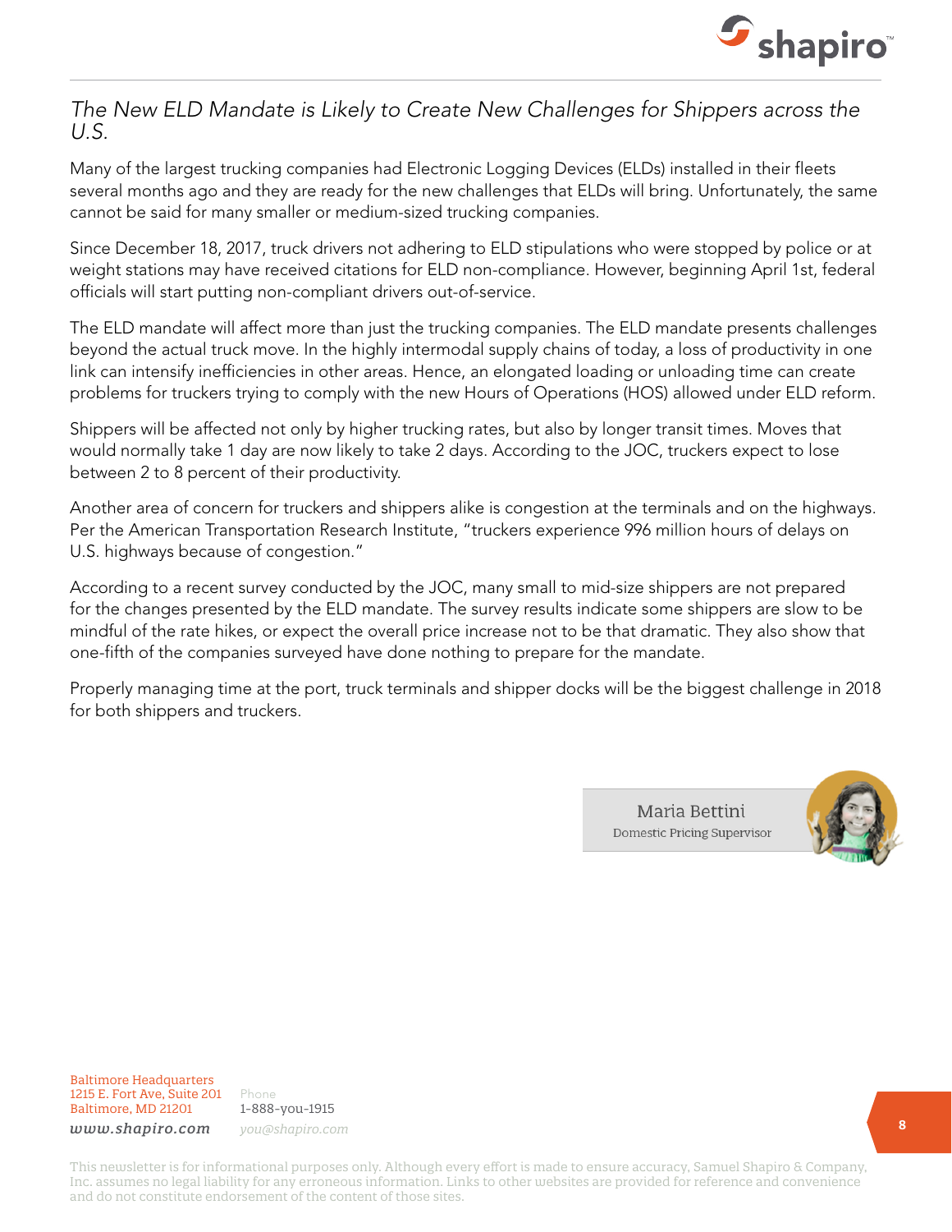## *The New ELD Mandate is Likely to Create New Challenges for Shippers across the U.S.*

Many of the largest trucking companies had Electronic Logging Devices (ELDs) installed in their fleets several months ago and they are ready for the new challenges that ELDs will bring. Unfortunately, the same cannot be said for many smaller or medium-sized trucking companies.

Since December 18, 2017, truck drivers not adhering to ELD stipulations who were stopped by police or at weight stations may have received citations for ELD non-compliance. However, beginning April 1st, federal officials will start putting non-compliant drivers out-of-service.

The ELD mandate will affect more than just the trucking companies. The ELD mandate presents challenges beyond the actual truck move. In the highly intermodal supply chains of today, a loss of productivity in one link can intensify inefficiencies in other areas. Hence, an elongated loading or unloading time can create problems for truckers trying to comply with the new Hours of Operations (HOS) allowed under ELD reform.

Shippers will be affected not only by higher trucking rates, but also by longer transit times. Moves that would normally take 1 day are now likely to take 2 days. According to the JOC, truckers expect to lose between 2 to 8 percent of their productivity.

Another area of concern for truckers and shippers alike is congestion at the terminals and on the highways. Per the American Transportation Research Institute, "truckers experience 996 million hours of delays on U.S. highways because of congestion."

According to a recent survey conducted by the JOC, many small to mid-size shippers are not prepared for the changes presented by the ELD mandate. The survey results indicate some shippers are slow to be mindful of the rate hikes, or expect the overall price increase not to be that dramatic. They also show that one-fifth of the companies surveyed have done nothing to prepare for the mandate.

Properly managing time at the port, truck terminals and shipper docks will be the biggest challenge in 2018 for both shippers and truckers.

Maria Bettini
Domestic Pricing Supervisor

Baltimore Headquarters
1215 E. Fort Ave, Suite 201
Baltimore, MD 21201
www.shapiro.com

Phone
1-888-you-1915
you@shapiro.com

This newsletter is for informational purposes only. Although every effort is made to ensure accuracy, Samuel Shapiro & Company, Inc. assumes no legal liability for any erroneous information. Links to other websites are provided for reference and convenience and do not constitute endorsement of the content of those sites.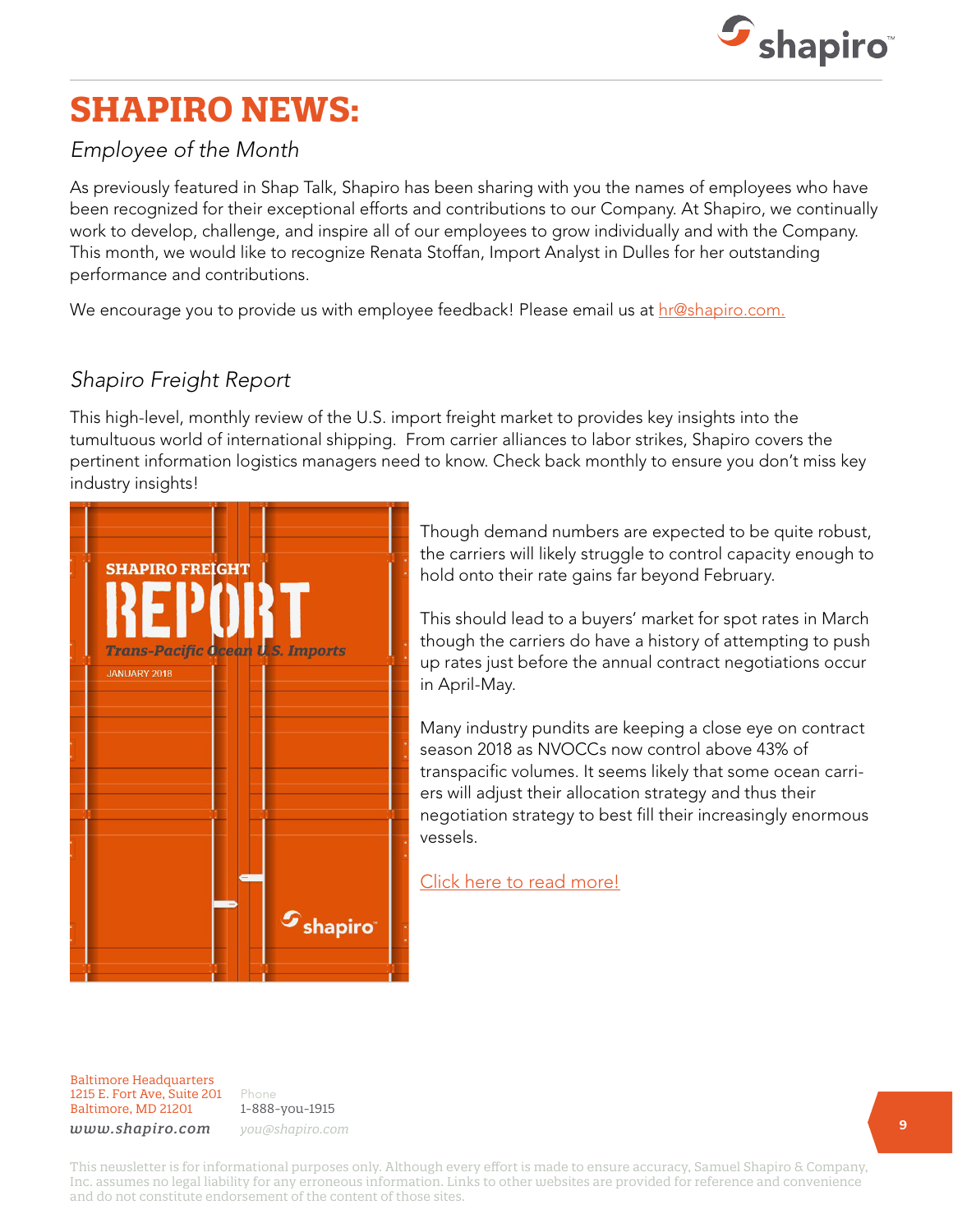# SHAPIRO NEWS:

## *Employee of the Month*

As previously featured in Shap Talk, Shapiro has been sharing with you the names of employees who have been recognized for their exceptional efforts and contributions to our Company. At Shapiro, we continually work to develop, challenge, and inspire all of our employees to grow individually and with the Company. This month, we would like to recognize Renata Stoffan, Import Analyst in Dulles for her outstanding performance and contributions.

We encourage you to provide us with employee feedback! Please email us at hr@shapiro.com.

## *Shapiro Freight Report*

This high-level, monthly review of the U.S. import freight market to provides key insights into the tumultuous world of international shipping. From carrier alliances to labor strikes, Shapiro covers the pertinent information logistics managers need to know. Check back monthly to ensure you don't miss key industry insights!

SHAPIRO FREIGHT REPORT

*Trans-Pacific Ocean U.S. Imports*

JANUARY 2018

shapiro

Though demand numbers are expected to be quite robust, the carriers will likely struggle to control capacity enough to hold onto their rate gains far beyond February.

This should lead to a buyers' market for spot rates in March though the carriers do have a history of attempting to push up rates just before the annual contract negotiations occur in April-May.

Many industry pundits are keeping a close eye on contract season 2018 as NVOCCs now control above 43% of transpacific volumes. It seems likely that some ocean carriers will adjust their allocation strategy and thus their negotiation strategy to best fill their increasingly enormous vessels.

Click here to read more!

Baltimore Headquarters
1215 E. Fort Ave, Suite 201
Baltimore, MD 21201

www.shapiro.com

Phone
1-888-you-1915

you@shapiro.com

This newsletter is for informational purposes only. Although every effort is made to ensure accuracy, Samuel Shapiro & Company, Inc. assumes no legal liability for any erroneous information. Links to other websites are provided for reference and convenience and do not constitute endorsement of the content of those sites.